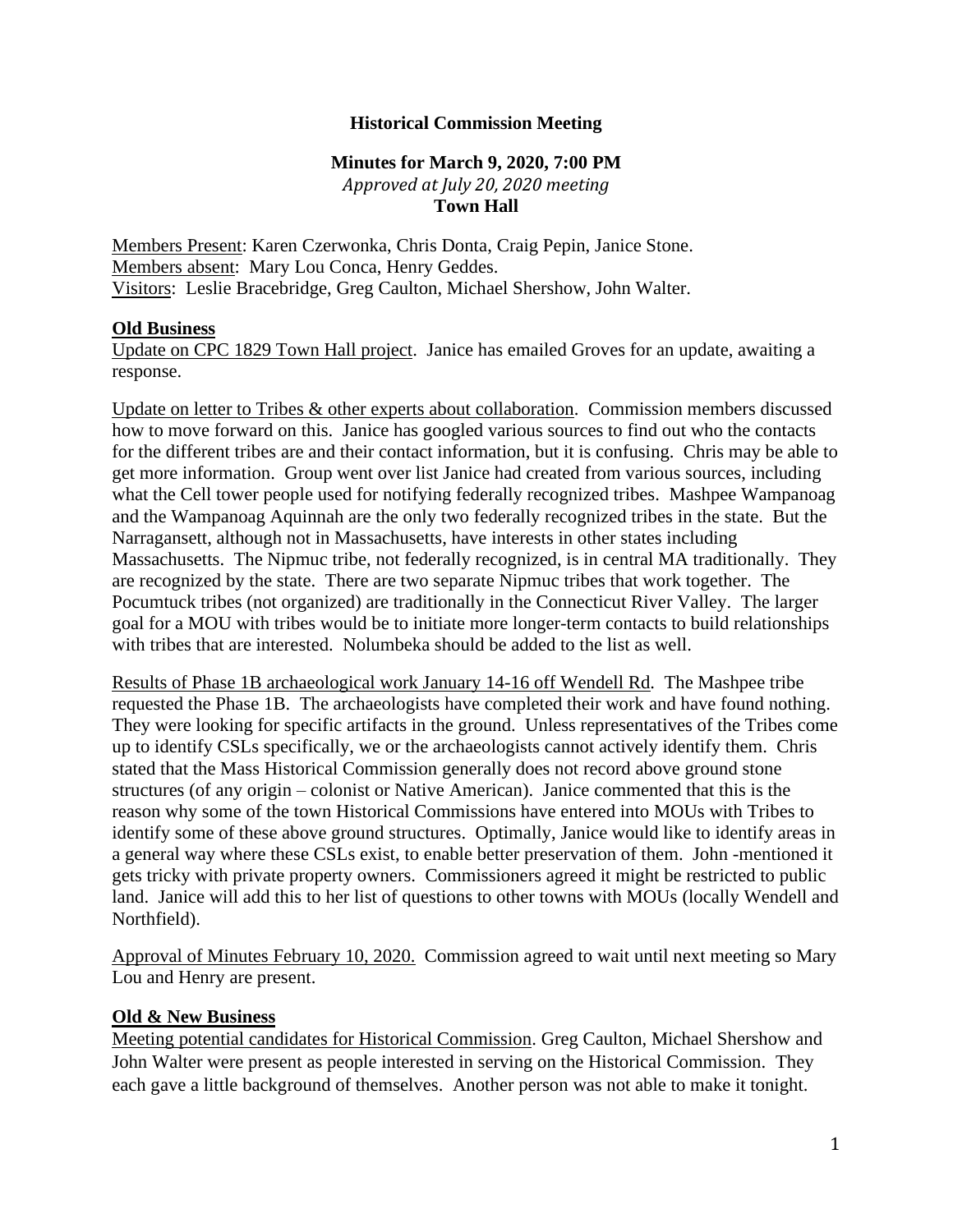# Historical Commission Meeting

## Minutes for March 9, 2020, 7:00 PM

*Approved at July 20, 2020 meeting*

**Town Hall**

Members Present: Karen Czerwonka, Chris Donta, Craig Pepin, Janice Stone.
Members absent: Mary Lou Conca, Henry Geddes.
Visitors: Leslie Bracebridge, Greg Caulton, Michael Shershow, John Walter.

**Old Business**

Update on CPC 1829 Town Hall project. Janice has emailed Groves for an update, awaiting a response.

Update on letter to Tribes & other experts about collaboration. Commission members discussed how to move forward on this. Janice has googled various sources to find out who the contacts for the different tribes are and their contact information, but it is confusing. Chris may be able to get more information. Group went over list Janice had created from various sources, including what the Cell tower people used for notifying federally recognized tribes. Mashpee Wampanoag and the Wampanoag Aquinnah are the only two federally recognized tribes in the state. But the Narragansett, although not in Massachusetts, have interests in other states including Massachusetts. The Nipmuc tribe, not federally recognized, is in central MA traditionally. They are recognized by the state. There are two separate Nipmuc tribes that work together. The Pocumtuck tribes (not organized) are traditionally in the Connecticut River Valley. The larger goal for a MOU with tribes would be to initiate more longer-term contacts to build relationships with tribes that are interested. Nolumbeka should be added to the list as well.

Results of Phase 1B archaeological work January 14-16 off Wendell Rd. The Mashpee tribe requested the Phase 1B. The archaeologists have completed their work and have found nothing. They were looking for specific artifacts in the ground. Unless representatives of the Tribes come up to identify CSLs specifically, we or the archaeologists cannot actively identify them. Chris stated that the Mass Historical Commission generally does not record above ground stone structures (of any origin – colonist or Native American). Janice commented that this is the reason why some of the town Historical Commissions have entered into MOUs with Tribes to identify some of these above ground structures. Optimally, Janice would like to identify areas in a general way where these CSLs exist, to enable better preservation of them. John -mentioned it gets tricky with private property owners. Commissioners agreed it might be restricted to public land. Janice will add this to her list of questions to other towns with MOUs (locally Wendell and Northfield).

Approval of Minutes February 10, 2020. Commission agreed to wait until next meeting so Mary Lou and Henry are present.

**Old & New Business**

Meeting potential candidates for Historical Commission. Greg Caulton, Michael Shershow and John Walter were present as people interested in serving on the Historical Commission. They each gave a little background of themselves. Another person was not able to make it tonight.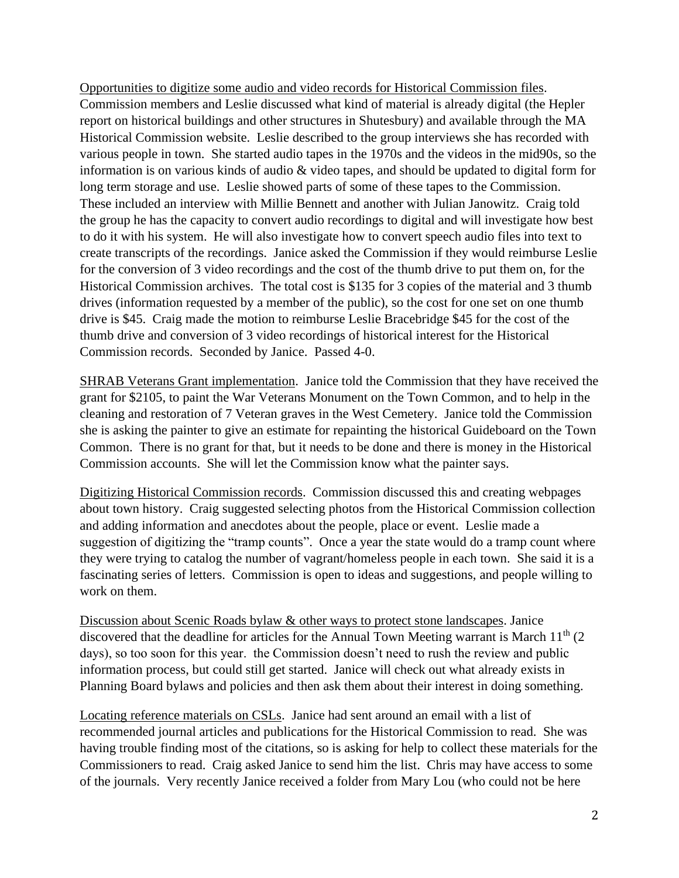Opportunities to digitize some audio and video records for Historical Commission files. Commission members and Leslie discussed what kind of material is already digital (the Hepler report on historical buildings and other structures in Shutesbury) and available through the MA Historical Commission website. Leslie described to the group interviews she has recorded with various people in town. She started audio tapes in the 1970s and the videos in the mid90s, so the information is on various kinds of audio & video tapes, and should be updated to digital form for long term storage and use. Leslie showed parts of some of these tapes to the Commission. These included an interview with Millie Bennett and another with Julian Janowitz. Craig told the group he has the capacity to convert audio recordings to digital and will investigate how best to do it with his system. He will also investigate how to convert speech audio files into text to create transcripts of the recordings. Janice asked the Commission if they would reimburse Leslie for the conversion of 3 video recordings and the cost of the thumb drive to put them on, for the Historical Commission archives. The total cost is $135 for 3 copies of the material and 3 thumb drives (information requested by a member of the public), so the cost for one set on one thumb drive is $45. Craig made the motion to reimburse Leslie Bracebridge $45 for the cost of the thumb drive and conversion of 3 video recordings of historical interest for the Historical Commission records. Seconded by Janice. Passed 4-0.

SHRAB Veterans Grant implementation. Janice told the Commission that they have received the grant for $2105, to paint the War Veterans Monument on the Town Common, and to help in the cleaning and restoration of 7 Veteran graves in the West Cemetery. Janice told the Commission she is asking the painter to give an estimate for repainting the historical Guideboard on the Town Common. There is no grant for that, but it needs to be done and there is money in the Historical Commission accounts. She will let the Commission know what the painter says.

Digitizing Historical Commission records. Commission discussed this and creating webpages about town history. Craig suggested selecting photos from the Historical Commission collection and adding information and anecdotes about the people, place or event. Leslie made a suggestion of digitizing the "tramp counts". Once a year the state would do a tramp count where they were trying to catalog the number of vagrant/homeless people in each town. She said it is a fascinating series of letters. Commission is open to ideas and suggestions, and people willing to work on them.

Discussion about Scenic Roads bylaw & other ways to protect stone landscapes. Janice discovered that the deadline for articles for the Annual Town Meeting warrant is March 11th (2 days), so too soon for this year. the Commission doesn't need to rush the review and public information process, but could still get started. Janice will check out what already exists in Planning Board bylaws and policies and then ask them about their interest in doing something.

Locating reference materials on CSLs. Janice had sent around an email with a list of recommended journal articles and publications for the Historical Commission to read. She was having trouble finding most of the citations, so is asking for help to collect these materials for the Commissioners to read. Craig asked Janice to send him the list. Chris may have access to some of the journals. Very recently Janice received a folder from Mary Lou (who could not be here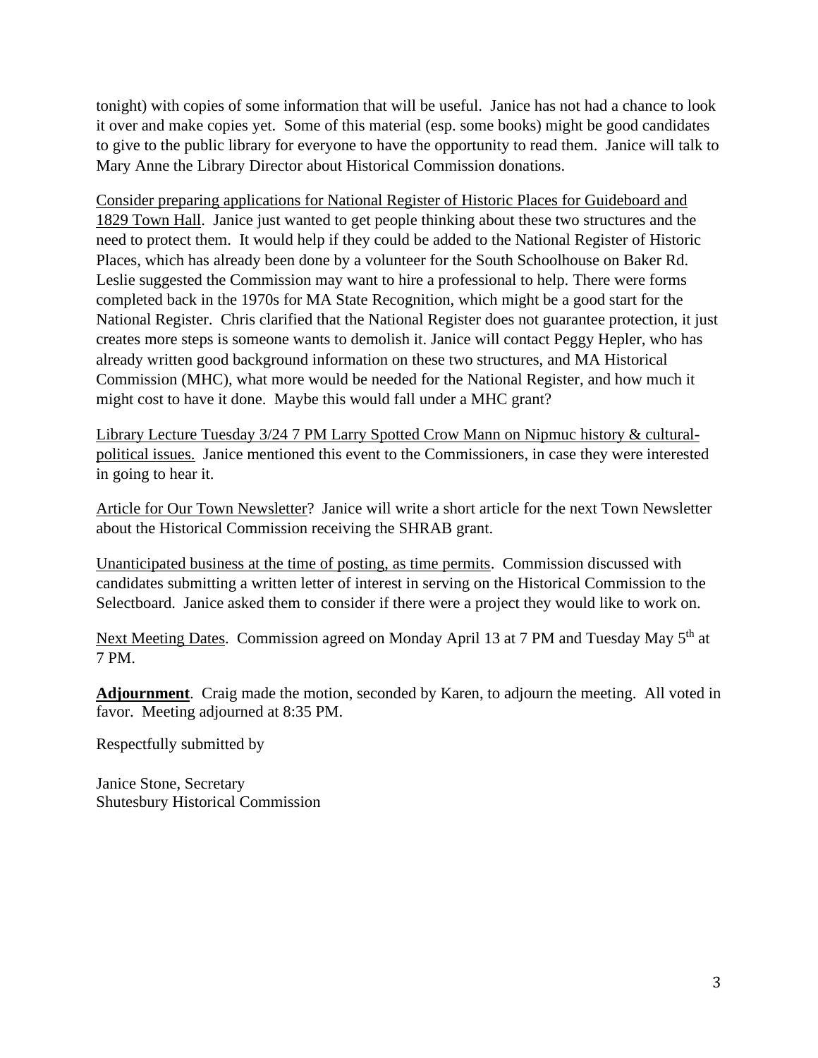tonight) with copies of some information that will be useful. Janice has not had a chance to look it over and make copies yet. Some of this material (esp. some books) might be good candidates to give to the public library for everyone to have the opportunity to read them. Janice will talk to Mary Anne the Library Director about Historical Commission donations.

Consider preparing applications for National Register of Historic Places for Guideboard and 1829 Town Hall. Janice just wanted to get people thinking about these two structures and the need to protect them. It would help if they could be added to the National Register of Historic Places, which has already been done by a volunteer for the South Schoolhouse on Baker Rd. Leslie suggested the Commission may want to hire a professional to help. There were forms completed back in the 1970s for MA State Recognition, which might be a good start for the National Register. Chris clarified that the National Register does not guarantee protection, it just creates more steps is someone wants to demolish it. Janice will contact Peggy Hepler, who has already written good background information on these two structures, and MA Historical Commission (MHC), what more would be needed for the National Register, and how much it might cost to have it done. Maybe this would fall under a MHC grant?

Library Lecture Tuesday 3/24 7 PM Larry Spotted Crow Mann on Nipmuc history & cultural-political issues. Janice mentioned this event to the Commissioners, in case they were interested in going to hear it.

Article for Our Town Newsletter? Janice will write a short article for the next Town Newsletter about the Historical Commission receiving the SHRAB grant.

Unanticipated business at the time of posting, as time permits. Commission discussed with candidates submitting a written letter of interest in serving on the Historical Commission to the Selectboard. Janice asked them to consider if there were a project they would like to work on.

Next Meeting Dates. Commission agreed on Monday April 13 at 7 PM and Tuesday May 5th at 7 PM.

**Adjournment**. Craig made the motion, seconded by Karen, to adjourn the meeting. All voted in favor. Meeting adjourned at 8:35 PM.

Respectfully submitted by

Janice Stone, Secretary
Shutesbury Historical Commission